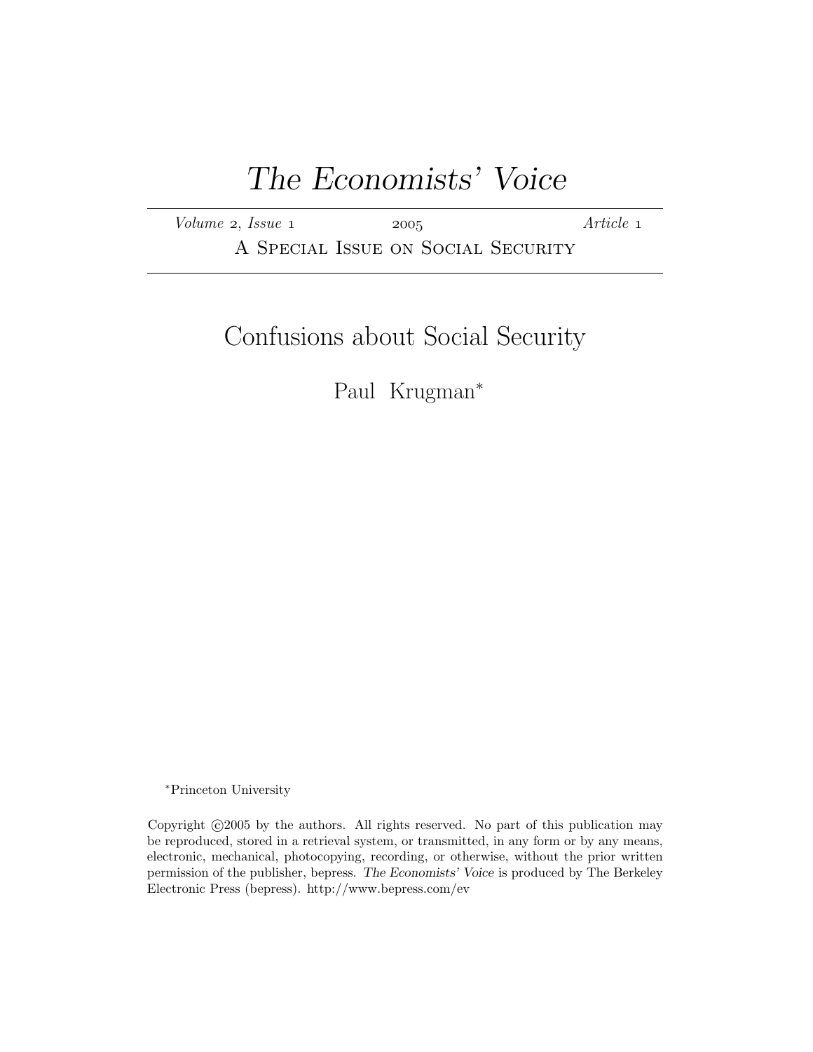# The Economists' Voice

*Volume* 2, *Issue* 1 — 2005 — *Article* 1

A Special Issue on Social Security

## Confusions about Social Security

Paul Krugman*

*Princeton University

Copyright ©2005 by the authors. All rights reserved. No part of this publication may be reproduced, stored in a retrieval system, or transmitted, in any form or by any means, electronic, mechanical, photocopying, recording, or otherwise, without the prior written permission of the publisher, bepress. *The Economists' Voice* is produced by The Berkeley Electronic Press (bepress). http://www.bepress.com/ev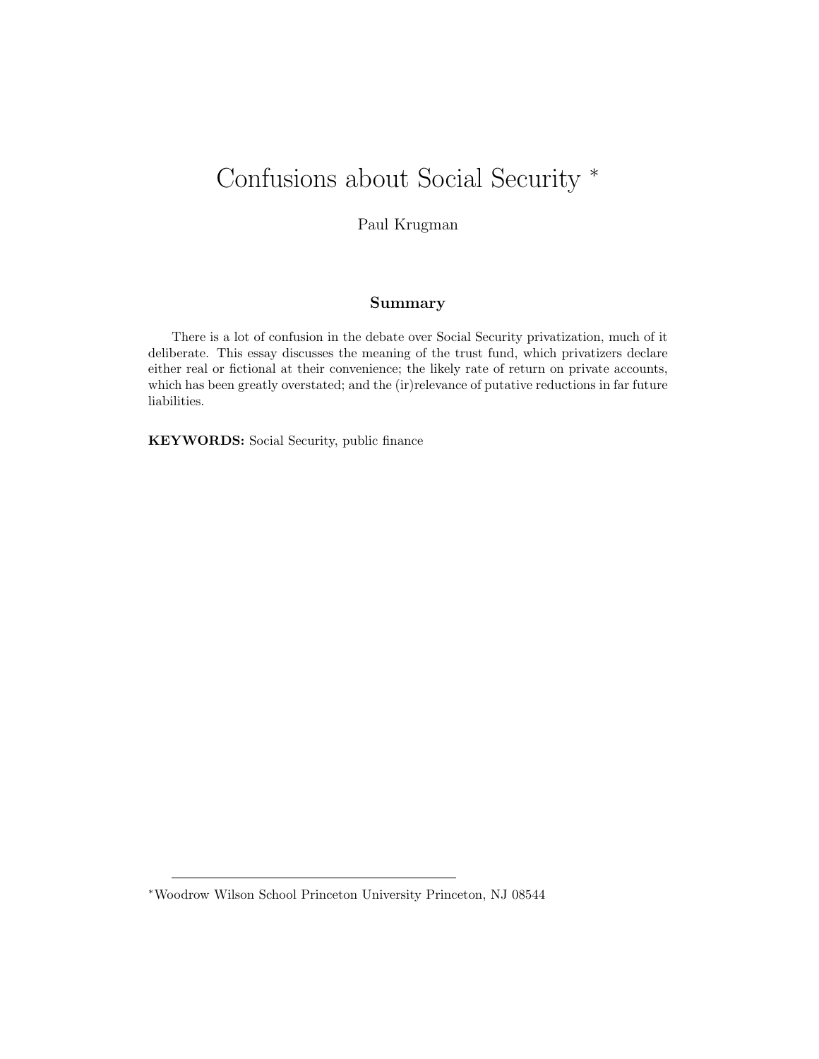# Confusions about Social Security *

Paul Krugman

## Summary

There is a lot of confusion in the debate over Social Security privatization, much of it deliberate. This essay discusses the meaning of the trust fund, which privatizers declare either real or fictional at their convenience; the likely rate of return on private accounts, which has been greatly overstated; and the (ir)relevance of putative reductions in far future liabilities.

**KEYWORDS:** Social Security, public finance

---

*Woodrow Wilson School Princeton University Princeton, NJ 08544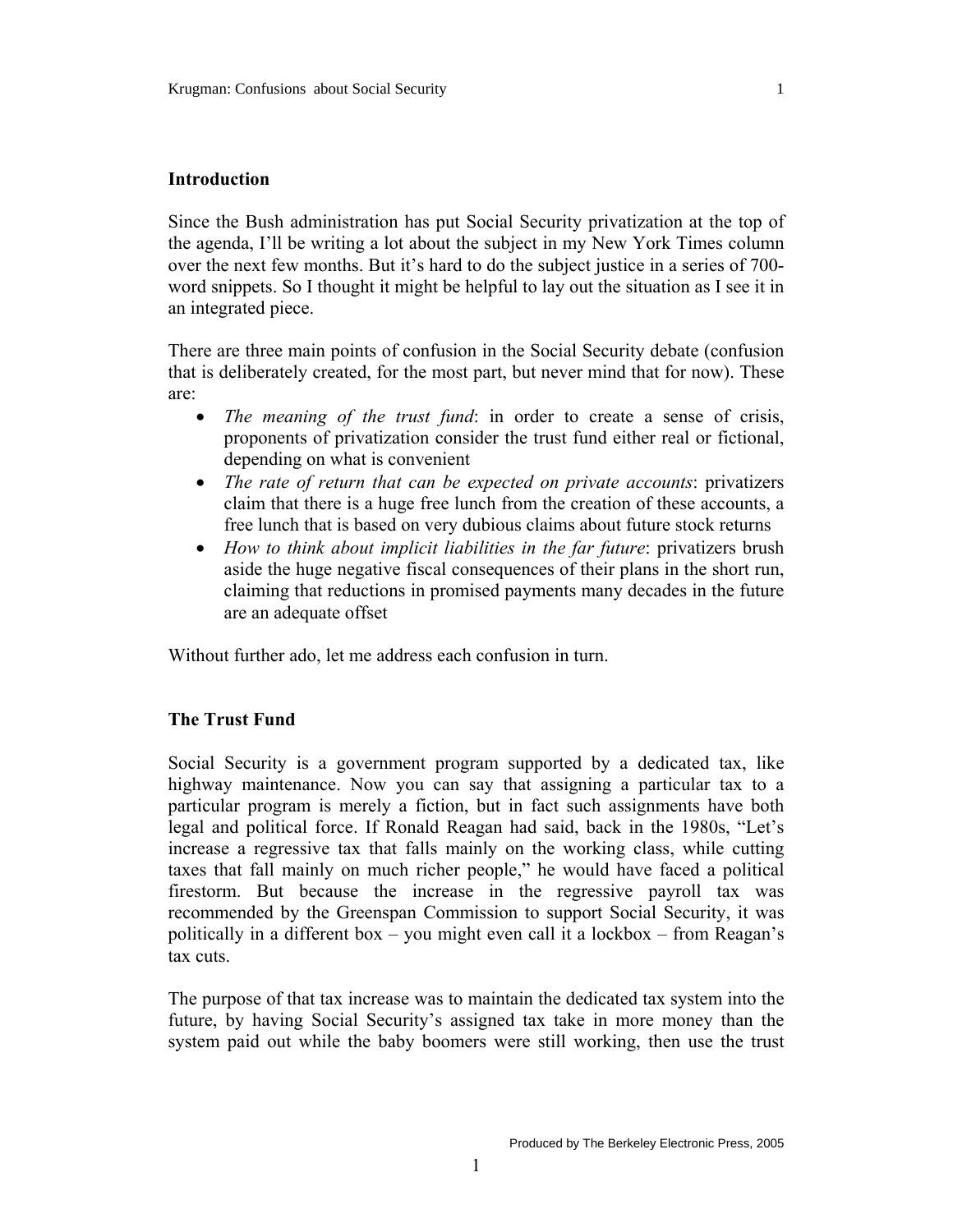## Introduction

Since the Bush administration has put Social Security privatization at the top of the agenda, I'll be writing a lot about the subject in my New York Times column over the next few months. But it's hard to do the subject justice in a series of 700-word snippets. So I thought it might be helpful to lay out the situation as I see it in an integrated piece.

There are three main points of confusion in the Social Security debate (confusion that is deliberately created, for the most part, but never mind that for now). These are:

- *The meaning of the trust fund*: in order to create a sense of crisis, proponents of privatization consider the trust fund either real or fictional, depending on what is convenient
- *The rate of return that can be expected on private accounts*: privatizers claim that there is a huge free lunch from the creation of these accounts, a free lunch that is based on very dubious claims about future stock returns
- *How to think about implicit liabilities in the far future*: privatizers brush aside the huge negative fiscal consequences of their plans in the short run, claiming that reductions in promised payments many decades in the future are an adequate offset

Without further ado, let me address each confusion in turn.

## The Trust Fund

Social Security is a government program supported by a dedicated tax, like highway maintenance. Now you can say that assigning a particular tax to a particular program is merely a fiction, but in fact such assignments have both legal and political force. If Ronald Reagan had said, back in the 1980s, "Let's increase a regressive tax that falls mainly on the working class, while cutting taxes that fall mainly on much richer people," he would have faced a political firestorm. But because the increase in the regressive payroll tax was recommended by the Greenspan Commission to support Social Security, it was politically in a different box – you might even call it a lockbox – from Reagan's tax cuts.

The purpose of that tax increase was to maintain the dedicated tax system into the future, by having Social Security's assigned tax take in more money than the system paid out while the baby boomers were still working, then use the trust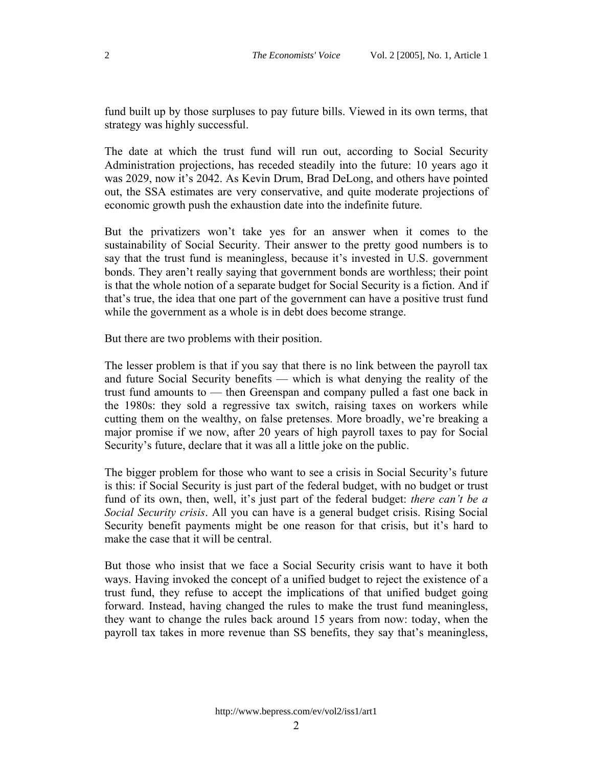fund built up by those surpluses to pay future bills. Viewed in its own terms, that strategy was highly successful.

The date at which the trust fund will run out, according to Social Security Administration projections, has receded steadily into the future: 10 years ago it was 2029, now it's 2042. As Kevin Drum, Brad DeLong, and others have pointed out, the SSA estimates are very conservative, and quite moderate projections of economic growth push the exhaustion date into the indefinite future.

But the privatizers won't take yes for an answer when it comes to the sustainability of Social Security. Their answer to the pretty good numbers is to say that the trust fund is meaningless, because it's invested in U.S. government bonds. They aren't really saying that government bonds are worthless; their point is that the whole notion of a separate budget for Social Security is a fiction. And if that's true, the idea that one part of the government can have a positive trust fund while the government as a whole is in debt does become strange.

But there are two problems with their position.

The lesser problem is that if you say that there is no link between the payroll tax and future Social Security benefits — which is what denying the reality of the trust fund amounts to — then Greenspan and company pulled a fast one back in the 1980s: they sold a regressive tax switch, raising taxes on workers while cutting them on the wealthy, on false pretenses. More broadly, we're breaking a major promise if we now, after 20 years of high payroll taxes to pay for Social Security's future, declare that it was all a little joke on the public.

The bigger problem for those who want to see a crisis in Social Security's future is this: if Social Security is just part of the federal budget, with no budget or trust fund of its own, then, well, it's just part of the federal budget: *there can't be a Social Security crisis*. All you can have is a general budget crisis. Rising Social Security benefit payments might be one reason for that crisis, but it's hard to make the case that it will be central.

But those who insist that we face a Social Security crisis want to have it both ways. Having invoked the concept of a unified budget to reject the existence of a trust fund, they refuse to accept the implications of that unified budget going forward. Instead, having changed the rules to make the trust fund meaningless, they want to change the rules back around 15 years from now: today, when the payroll tax takes in more revenue than SS benefits, they say that's meaningless,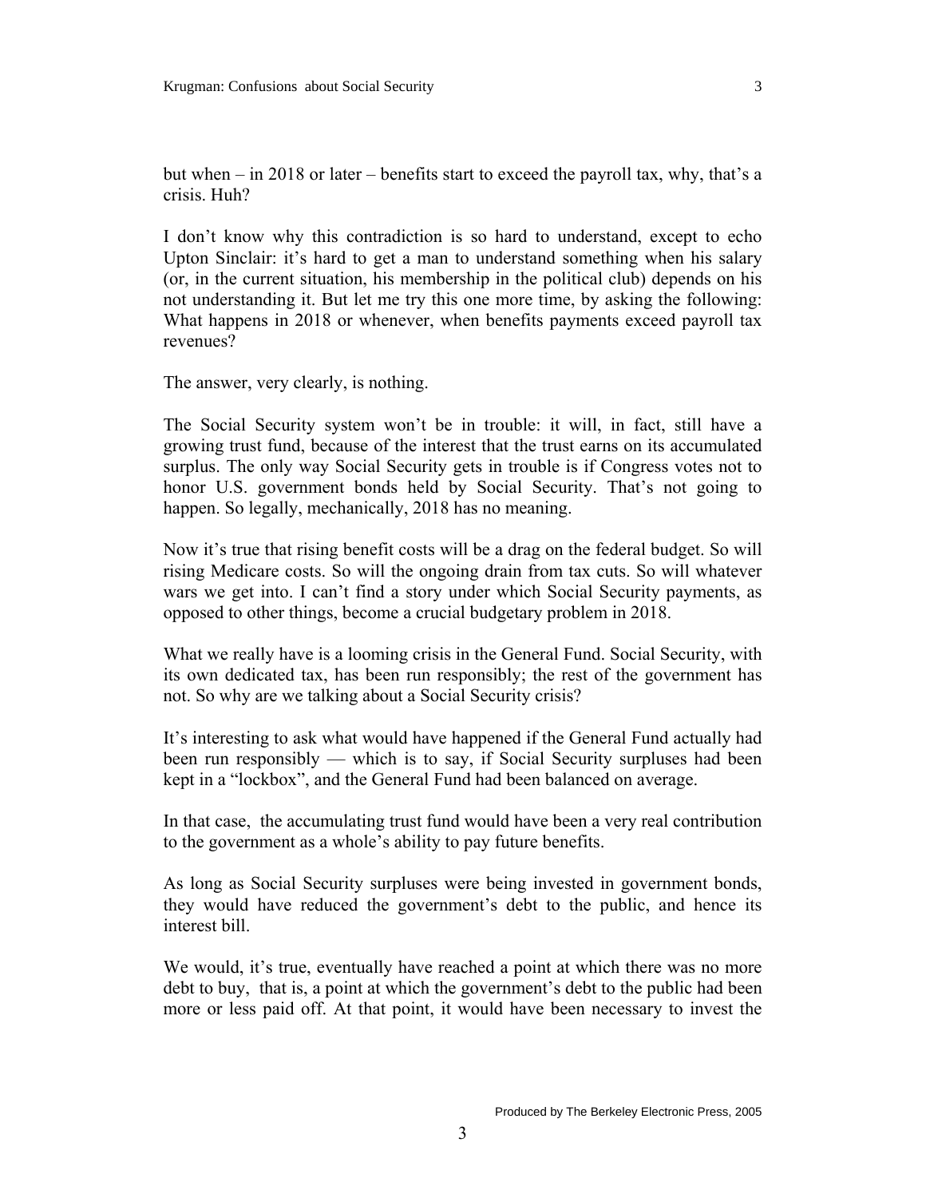but when – in 2018 or later – benefits start to exceed the payroll tax, why, that's a crisis. Huh?

I don't know why this contradiction is so hard to understand, except to echo Upton Sinclair: it's hard to get a man to understand something when his salary (or, in the current situation, his membership in the political club) depends on his not understanding it. But let me try this one more time, by asking the following: What happens in 2018 or whenever, when benefits payments exceed payroll tax revenues?

The answer, very clearly, is nothing.

The Social Security system won't be in trouble: it will, in fact, still have a growing trust fund, because of the interest that the trust earns on its accumulated surplus. The only way Social Security gets in trouble is if Congress votes not to honor U.S. government bonds held by Social Security. That's not going to happen. So legally, mechanically, 2018 has no meaning.

Now it's true that rising benefit costs will be a drag on the federal budget. So will rising Medicare costs. So will the ongoing drain from tax cuts. So will whatever wars we get into. I can't find a story under which Social Security payments, as opposed to other things, become a crucial budgetary problem in 2018.

What we really have is a looming crisis in the General Fund. Social Security, with its own dedicated tax, has been run responsibly; the rest of the government has not. So why are we talking about a Social Security crisis?

It's interesting to ask what would have happened if the General Fund actually had been run responsibly — which is to say, if Social Security surpluses had been kept in a "lockbox", and the General Fund had been balanced on average.

In that case, the accumulating trust fund would have been a very real contribution to the government as a whole's ability to pay future benefits.

As long as Social Security surpluses were being invested in government bonds, they would have reduced the government's debt to the public, and hence its interest bill.

We would, it's true, eventually have reached a point at which there was no more debt to buy, that is, a point at which the government's debt to the public had been more or less paid off. At that point, it would have been necessary to invest the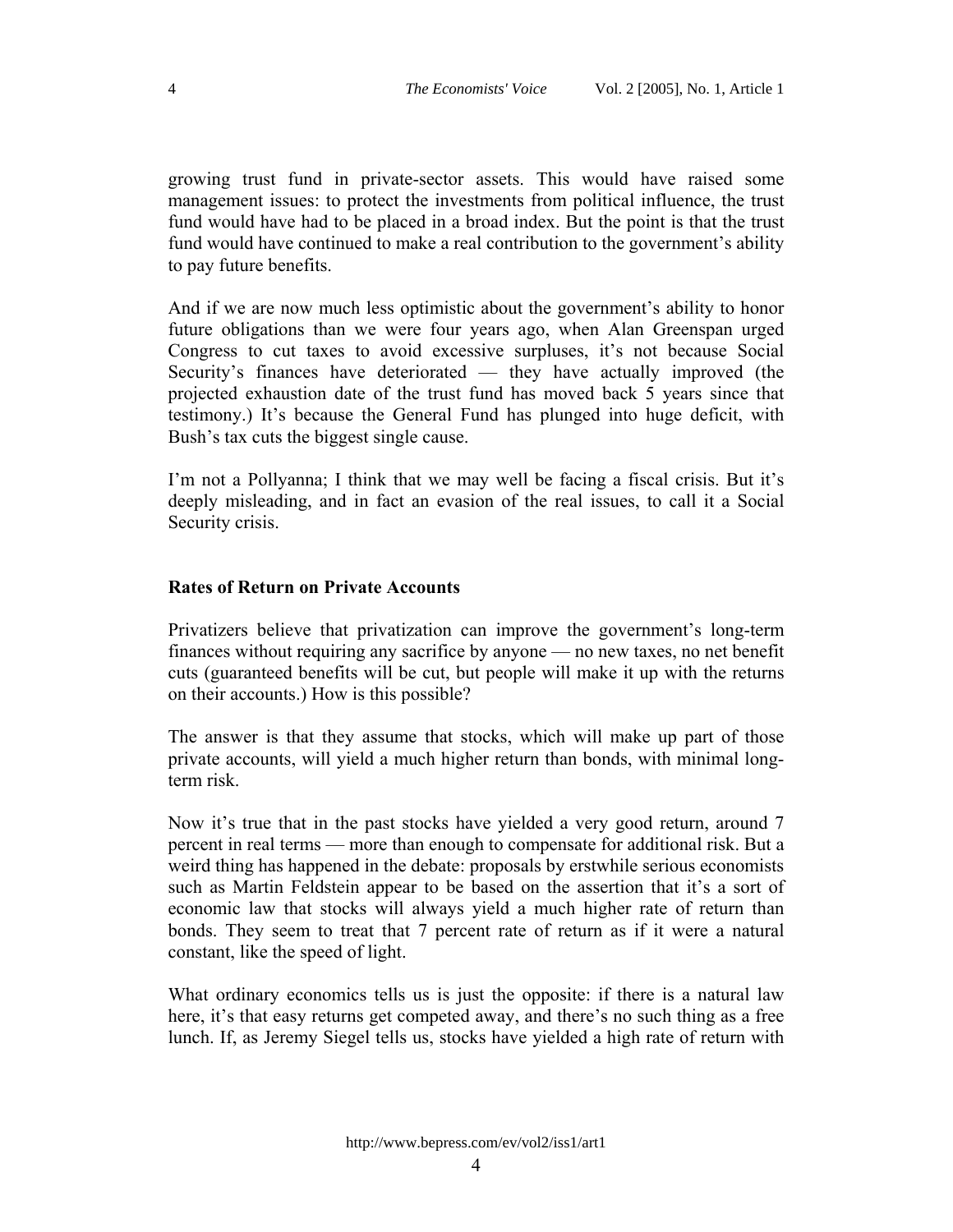growing trust fund in private-sector assets. This would have raised some management issues: to protect the investments from political influence, the trust fund would have had to be placed in a broad index. But the point is that the trust fund would have continued to make a real contribution to the government's ability to pay future benefits.

And if we are now much less optimistic about the government's ability to honor future obligations than we were four years ago, when Alan Greenspan urged Congress to cut taxes to avoid excessive surpluses, it's not because Social Security's finances have deteriorated — they have actually improved (the projected exhaustion date of the trust fund has moved back 5 years since that testimony.) It's because the General Fund has plunged into huge deficit, with Bush's tax cuts the biggest single cause.

I'm not a Pollyanna; I think that we may well be facing a fiscal crisis. But it's deeply misleading, and in fact an evasion of the real issues, to call it a Social Security crisis.

### Rates of Return on Private Accounts

Privatizers believe that privatization can improve the government's long-term finances without requiring any sacrifice by anyone — no new taxes, no net benefit cuts (guaranteed benefits will be cut, but people will make it up with the returns on their accounts.) How is this possible?

The answer is that they assume that stocks, which will make up part of those private accounts, will yield a much higher return than bonds, with minimal long-term risk.

Now it's true that in the past stocks have yielded a very good return, around 7 percent in real terms — more than enough to compensate for additional risk. But a weird thing has happened in the debate: proposals by erstwhile serious economists such as Martin Feldstein appear to be based on the assertion that it's a sort of economic law that stocks will always yield a much higher rate of return than bonds. They seem to treat that 7 percent rate of return as if it were a natural constant, like the speed of light.

What ordinary economics tells us is just the opposite: if there is a natural law here, it's that easy returns get competed away, and there's no such thing as a free lunch. If, as Jeremy Siegel tells us, stocks have yielded a high rate of return with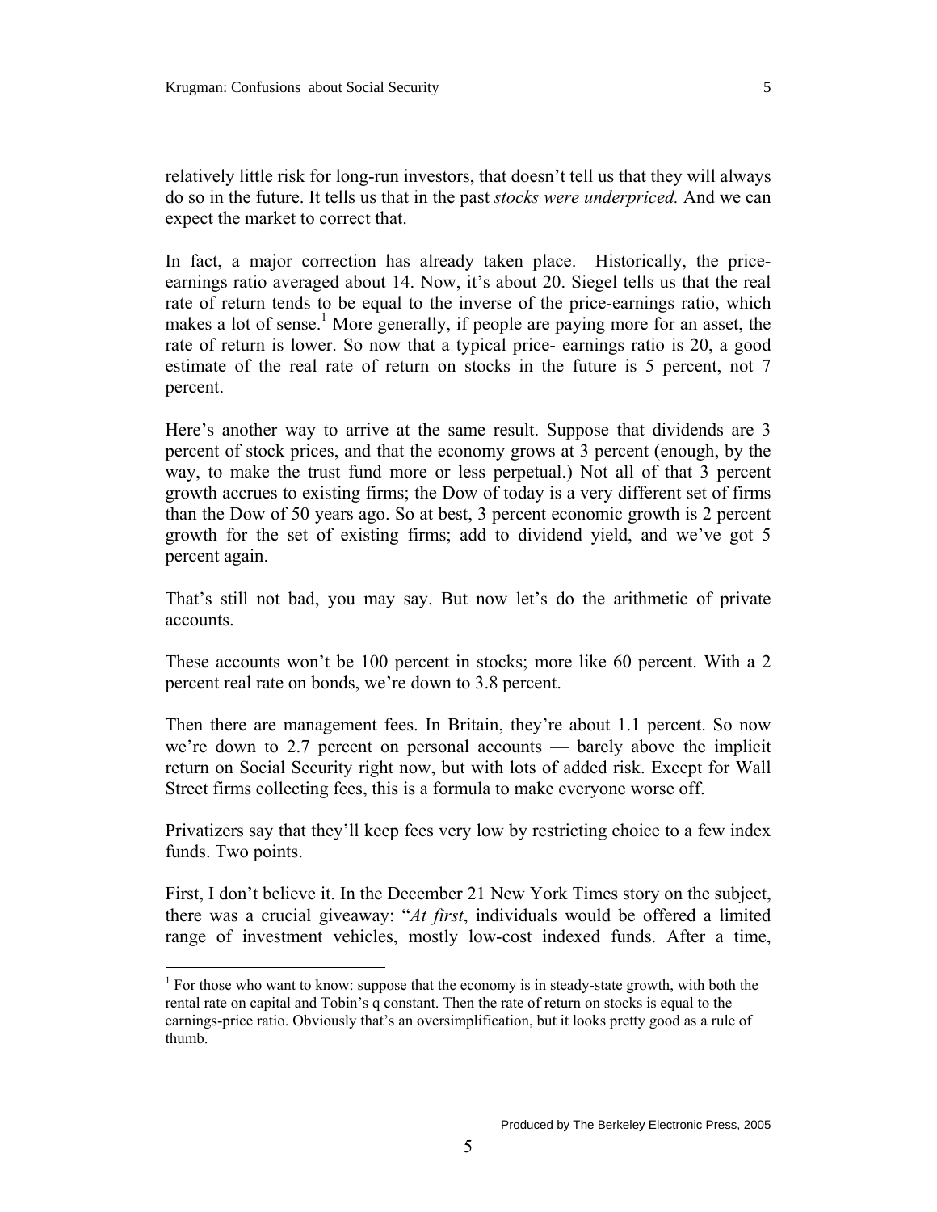relatively little risk for long-run investors, that doesn't tell us that they will always do so in the future. It tells us that in the past *stocks were underpriced.* And we can expect the market to correct that.

In fact, a major correction has already taken place. Historically, the price-earnings ratio averaged about 14. Now, it's about 20. Siegel tells us that the real rate of return tends to be equal to the inverse of the price-earnings ratio, which makes a lot of sense.[1] More generally, if people are paying more for an asset, the rate of return is lower. So now that a typical price- earnings ratio is 20, a good estimate of the real rate of return on stocks in the future is 5 percent, not 7 percent.

Here's another way to arrive at the same result. Suppose that dividends are 3 percent of stock prices, and that the economy grows at 3 percent (enough, by the way, to make the trust fund more or less perpetual.) Not all of that 3 percent growth accrues to existing firms; the Dow of today is a very different set of firms than the Dow of 50 years ago. So at best, 3 percent economic growth is 2 percent growth for the set of existing firms; add to dividend yield, and we've got 5 percent again.

That's still not bad, you may say. But now let's do the arithmetic of private accounts.

These accounts won't be 100 percent in stocks; more like 60 percent. With a 2 percent real rate on bonds, we're down to 3.8 percent.

Then there are management fees. In Britain, they're about 1.1 percent. So now we're down to 2.7 percent on personal accounts — barely above the implicit return on Social Security right now, but with lots of added risk. Except for Wall Street firms collecting fees, this is a formula to make everyone worse off.

Privatizers say that they'll keep fees very low by restricting choice to a few index funds. Two points.

First, I don't believe it. In the December 21 New York Times story on the subject, there was a crucial giveaway: "*At first*, individuals would be offered a limited range of investment vehicles, mostly low-cost indexed funds. After a time,

---

[1] For those who want to know: suppose that the economy is in steady-state growth, with both the rental rate on capital and Tobin's q constant. Then the rate of return on stocks is equal to the earnings-price ratio. Obviously that's an oversimplification, but it looks pretty good as a rule of thumb.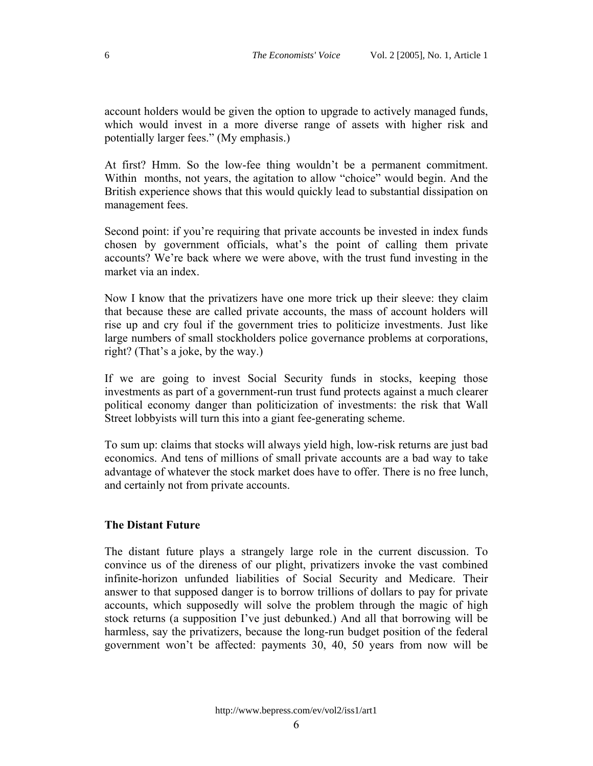account holders would be given the option to upgrade to actively managed funds, which would invest in a more diverse range of assets with higher risk and potentially larger fees." (My emphasis.)

At first? Hmm. So the low-fee thing wouldn't be a permanent commitment. Within months, not years, the agitation to allow "choice" would begin. And the British experience shows that this would quickly lead to substantial dissipation on management fees.

Second point: if you're requiring that private accounts be invested in index funds chosen by government officials, what's the point of calling them private accounts? We're back where we were above, with the trust fund investing in the market via an index.

Now I know that the privatizers have one more trick up their sleeve: they claim that because these are called private accounts, the mass of account holders will rise up and cry foul if the government tries to politicize investments. Just like large numbers of small stockholders police governance problems at corporations, right? (That's a joke, by the way.)

If we are going to invest Social Security funds in stocks, keeping those investments as part of a government-run trust fund protects against a much clearer political economy danger than politicization of investments: the risk that Wall Street lobbyists will turn this into a giant fee-generating scheme.

To sum up: claims that stocks will always yield high, low-risk returns are just bad economics. And tens of millions of small private accounts are a bad way to take advantage of whatever the stock market does have to offer. There is no free lunch, and certainly not from private accounts.

**The Distant Future**

The distant future plays a strangely large role in the current discussion. To convince us of the direness of our plight, privatizers invoke the vast combined infinite-horizon unfunded liabilities of Social Security and Medicare. Their answer to that supposed danger is to borrow trillions of dollars to pay for private accounts, which supposedly will solve the problem through the magic of high stock returns (a supposition I've just debunked.) And all that borrowing will be harmless, say the privatizers, because the long-run budget position of the federal government won't be affected: payments 30, 40, 50 years from now will be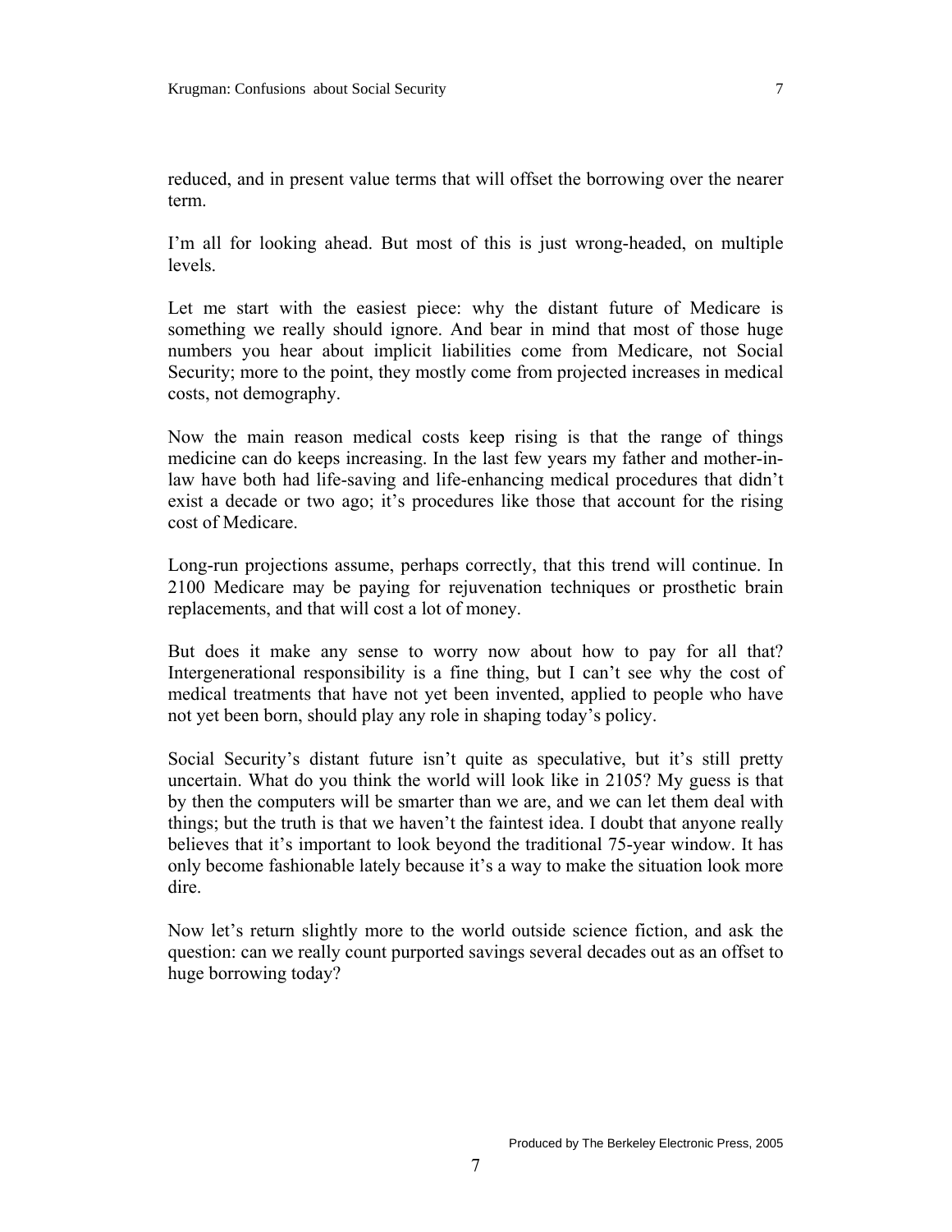reduced, and in present value terms that will offset the borrowing over the nearer term.

I'm all for looking ahead. But most of this is just wrong-headed, on multiple levels.

Let me start with the easiest piece: why the distant future of Medicare is something we really should ignore. And bear in mind that most of those huge numbers you hear about implicit liabilities come from Medicare, not Social Security; more to the point, they mostly come from projected increases in medical costs, not demography.

Now the main reason medical costs keep rising is that the range of things medicine can do keeps increasing. In the last few years my father and mother-in-law have both had life-saving and life-enhancing medical procedures that didn't exist a decade or two ago; it's procedures like those that account for the rising cost of Medicare.

Long-run projections assume, perhaps correctly, that this trend will continue. In 2100 Medicare may be paying for rejuvenation techniques or prosthetic brain replacements, and that will cost a lot of money.

But does it make any sense to worry now about how to pay for all that? Intergenerational responsibility is a fine thing, but I can't see why the cost of medical treatments that have not yet been invented, applied to people who have not yet been born, should play any role in shaping today's policy.

Social Security's distant future isn't quite as speculative, but it's still pretty uncertain. What do you think the world will look like in 2105? My guess is that by then the computers will be smarter than we are, and we can let them deal with things; but the truth is that we haven't the faintest idea. I doubt that anyone really believes that it's important to look beyond the traditional 75-year window. It has only become fashionable lately because it's a way to make the situation look more dire.

Now let's return slightly more to the world outside science fiction, and ask the question: can we really count purported savings several decades out as an offset to huge borrowing today?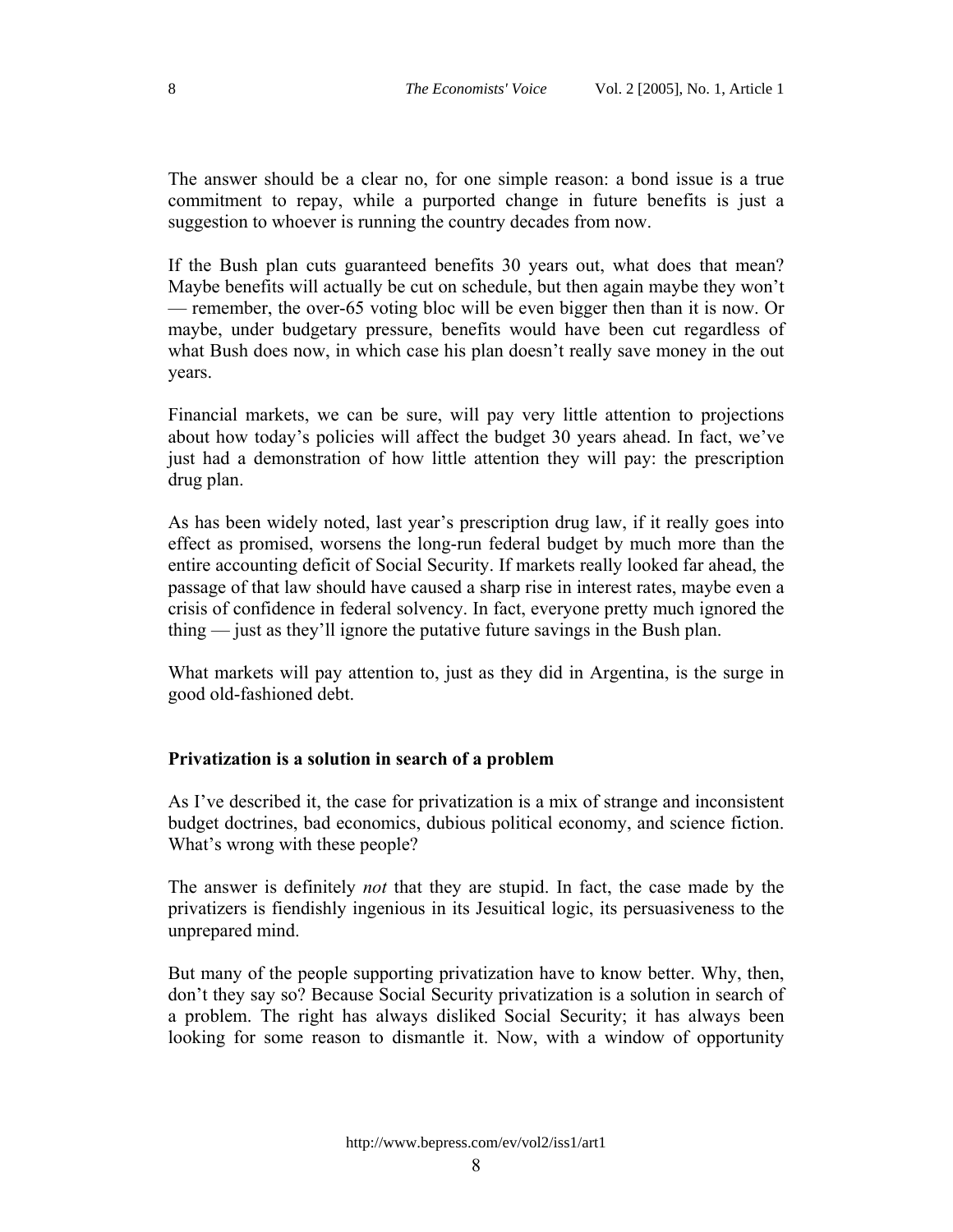The answer should be a clear no, for one simple reason: a bond issue is a true commitment to repay, while a purported change in future benefits is just a suggestion to whoever is running the country decades from now.

If the Bush plan cuts guaranteed benefits 30 years out, what does that mean? Maybe benefits will actually be cut on schedule, but then again maybe they won't — remember, the over-65 voting bloc will be even bigger then than it is now. Or maybe, under budgetary pressure, benefits would have been cut regardless of what Bush does now, in which case his plan doesn't really save money in the out years.

Financial markets, we can be sure, will pay very little attention to projections about how today's policies will affect the budget 30 years ahead. In fact, we've just had a demonstration of how little attention they will pay: the prescription drug plan.

As has been widely noted, last year's prescription drug law, if it really goes into effect as promised, worsens the long-run federal budget by much more than the entire accounting deficit of Social Security. If markets really looked far ahead, the passage of that law should have caused a sharp rise in interest rates, maybe even a crisis of confidence in federal solvency. In fact, everyone pretty much ignored the thing — just as they'll ignore the putative future savings in the Bush plan.

What markets will pay attention to, just as they did in Argentina, is the surge in good old-fashioned debt.

**Privatization is a solution in search of a problem**

As I've described it, the case for privatization is a mix of strange and inconsistent budget doctrines, bad economics, dubious political economy, and science fiction. What's wrong with these people?

The answer is definitely *not* that they are stupid. In fact, the case made by the privatizers is fiendishly ingenious in its Jesuitical logic, its persuasiveness to the unprepared mind.

But many of the people supporting privatization have to know better. Why, then, don't they say so? Because Social Security privatization is a solution in search of a problem. The right has always disliked Social Security; it has always been looking for some reason to dismantle it. Now, with a window of opportunity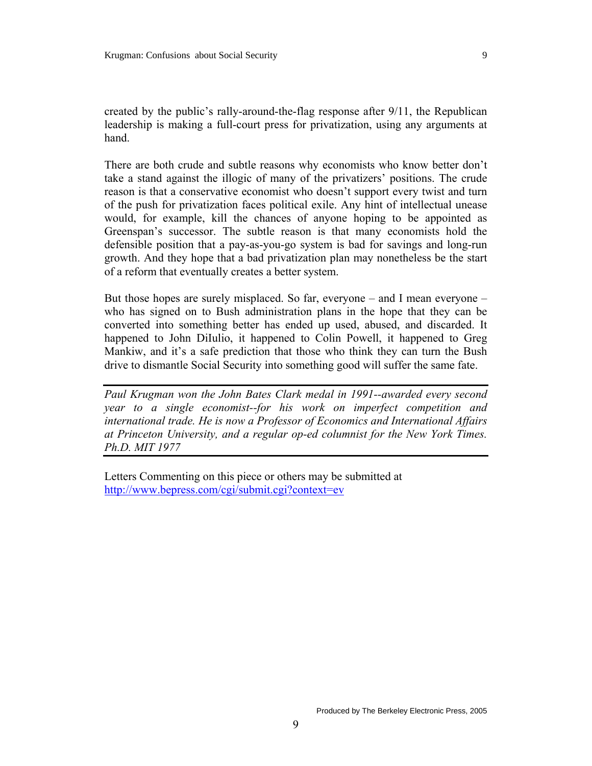created by the public's rally-around-the-flag response after 9/11, the Republican leadership is making a full-court press for privatization, using any arguments at hand.

There are both crude and subtle reasons why economists who know better don't take a stand against the illogic of many of the privatizers' positions. The crude reason is that a conservative economist who doesn't support every twist and turn of the push for privatization faces political exile. Any hint of intellectual unease would, for example, kill the chances of anyone hoping to be appointed as Greenspan's successor. The subtle reason is that many economists hold the defensible position that a pay-as-you-go system is bad for savings and long-run growth. And they hope that a bad privatization plan may nonetheless be the start of a reform that eventually creates a better system.

But those hopes are surely misplaced. So far, everyone – and I mean everyone – who has signed on to Bush administration plans in the hope that they can be converted into something better has ended up used, abused, and discarded. It happened to John DiIulio, it happened to Colin Powell, it happened to Greg Mankiw, and it's a safe prediction that those who think they can turn the Bush drive to dismantle Social Security into something good will suffer the same fate.

---

*Paul Krugman won the John Bates Clark medal in 1991--awarded every second year to a single economist--for his work on imperfect competition and international trade. He is now a Professor of Economics and International Affairs at Princeton University, and a regular op-ed columnist for the New York Times. Ph.D. MIT 1977*

---

Letters Commenting on this piece or others may be submitted at
http://www.bepress.com/cgi/submit.cgi?context=ev